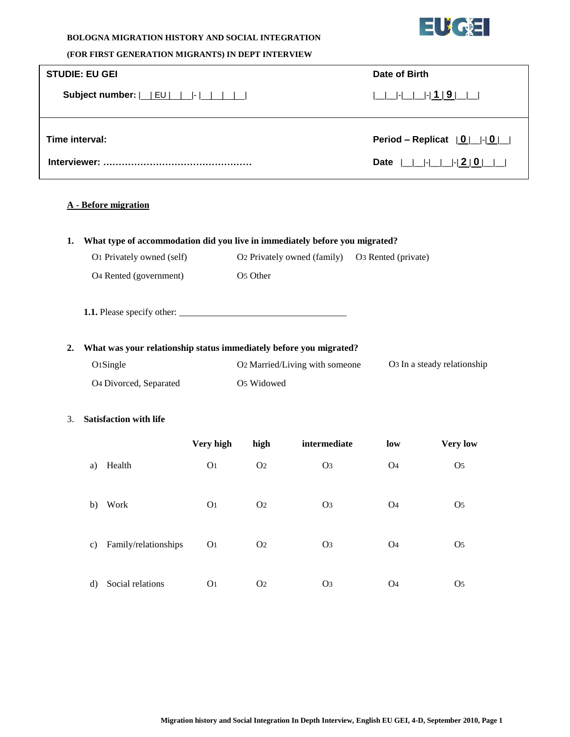**BOLOGNA MIGRATION HISTORY AND SOCIAL INTEGRATION**

**(FOR FIRST GENERATION MIGRANTS) IN DEPT INTERVIEW**

| **STUDIE: EU GEI** | **Date of Birth** |
|---|---|
| **Subject number:** \|\_\_\| EU \|\_\_\|\_\_\|- \|\_\_\|\_\_\|\_\_\|\_\_\| | \|\_\_\|\_\_\|-\|\_\_\|\_\_\|-\| **1** \| **9** \|\_\_\|\_\_\| |
| **Time interval:** | **Period – Replicat** \| **0** \|\_\_\|-\| **0** \|\_\_\| |
| **Interviewer:** ………………………………………… | **Date** \|\_\_\|\_\_\|-\|\_\_\|\_\_\|-\| **2** \| **0** \|\_\_\|\_\_\| |

**A - Before migration**

**1. What type of accommodation did you live in immediately before you migrated?**

O1 Privately owned (self)  O2 Privately owned (family)  O3 Rented (private)

O4 Rented (government)  O5 Other

**1.1.** Please specify other: \_\_\_\_\_\_\_\_\_\_\_\_\_\_\_\_\_\_\_\_\_\_\_\_\_\_\_\_\_\_\_\_\_\_\_\_\_

**2. What was your relationship status immediately before you migrated?**

O1 Single  O2 Married/Living with someone  O3 In a steady relationship

O4 Divorced, Separated  O5 Widowed

3. **Satisfaction with life**

| | **Very high** | **high** | **intermediate** | **low** | **Very low** |
|---|---|---|---|---|---|
| a) Health | O1 | O2 | O3 | O4 | O5 |
| b) Work | O1 | O2 | O3 | O4 | O5 |
| c) Family/relationships | O1 | O2 | O3 | O4 | O5 |
| d) Social relations | O1 | O2 | O3 | O4 | O5 |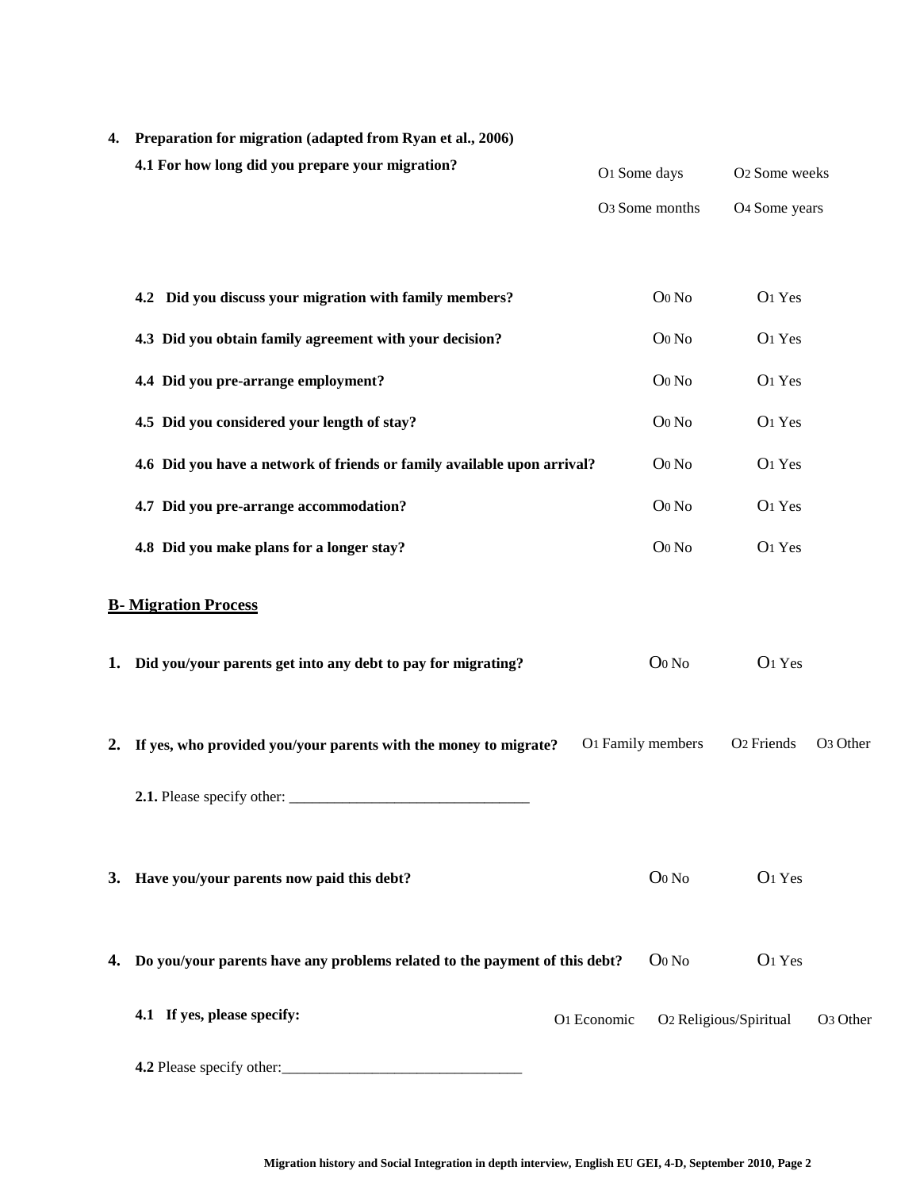**4. Preparation for migration (adapted from Ryan et al., 2006)**

**4.1 For how long did you prepare your migration?**

O1 Some days   O2 Some weeks

O3 Some months   O4 Some years

| | | |
|---|---|---|
| **4.2 Did you discuss your migration with family members?** | O0 No | O1 Yes |
| **4.3 Did you obtain family agreement with your decision?** | O0 No | O1 Yes |
| **4.4 Did you pre-arrange employment?** | O0 No | O1 Yes |
| **4.5 Did you considered your length of stay?** | O0 No | O1 Yes |
| **4.6 Did you have a network of friends or family available upon arrival?** | O0 No | O1 Yes |
| **4.7 Did you pre-arrange accommodation?** | O0 No | O1 Yes |
| **4.8 Did you make plans for a longer stay?** | O0 No | O1 Yes |

## B- Migration Process

**1. Did you/your parents get into any debt to pay for migrating?**   O0 No   O1 Yes

**2. If yes, who provided you/your parents with the money to migrate?**   O1 Family members   O2 Friends   O3 Other

**2.1.** Please specify other: ________________________________

**3. Have you/your parents now paid this debt?**   O0 No   O1 Yes

**4. Do you/your parents have any problems related to the payment of this debt?**   O0 No   O1 Yes

**4.1 If yes, please specify:**   O1 Economic   O2 Religious/Spiritual   O3 Other

**4.2** Please specify other:________________________________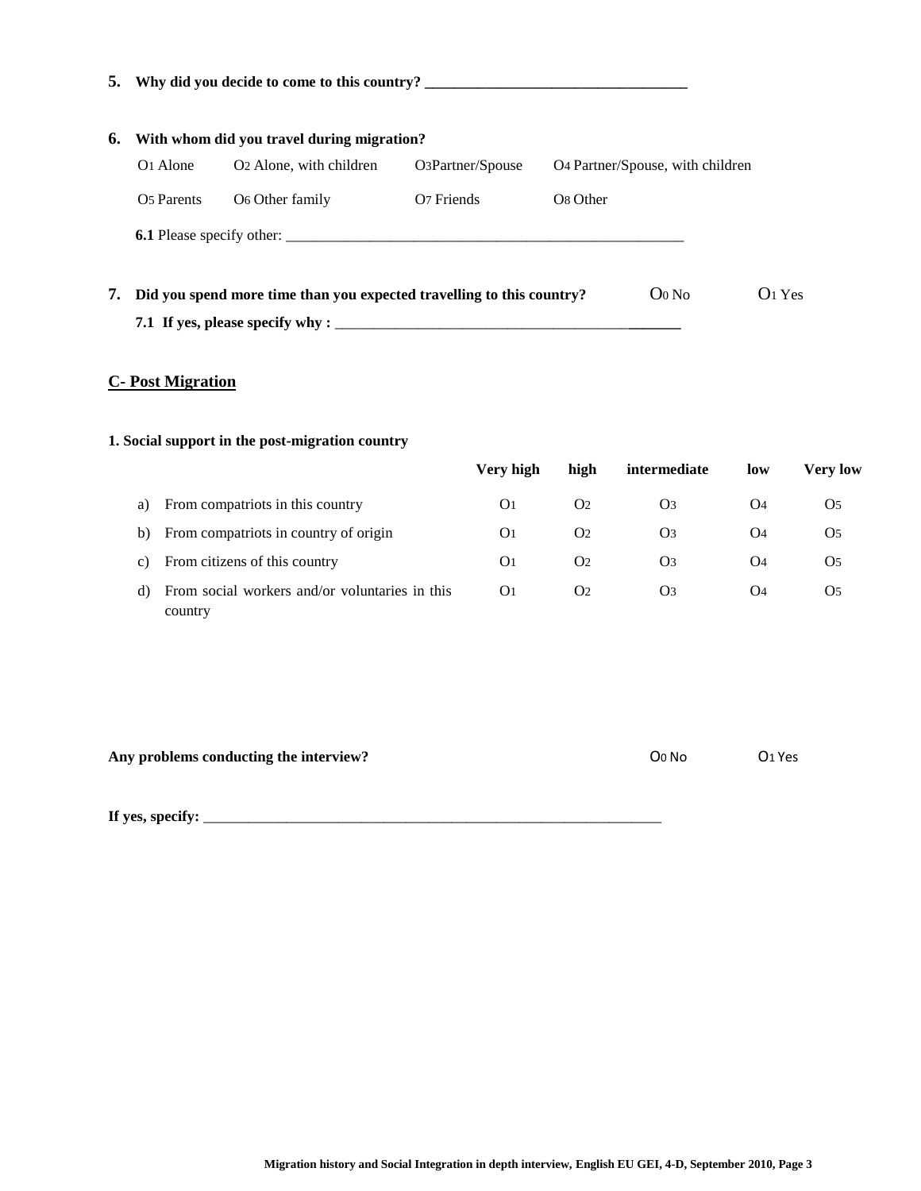**5. Why did you decide to come to this country? ___________________________________**

**6. With whom did you travel during migration?**

| | | | |
|---|---|---|---|
| O1 Alone | O2 Alone, with children | O3Partner/Spouse | O4 Partner/Spouse, with children |
| O5 Parents | O6 Other family | O7 Friends | O8 Other |

**6.1** Please specify other: _______________________________________________________

**7. Did you spend more time than you expected travelling to this country?** O0 No O1 Yes

**7.1 If yes, please specify why :** _______________________________________________

## C- Post Migration

**1. Social support in the post-migration country**

| | | Very high | high | intermediate | low | Very low |
|---|---|---|---|---|---|---|
| a) | From compatriots in this country | O1 | O2 | O3 | O4 | O5 |
| b) | From compatriots in country of origin | O1 | O2 | O3 | O4 | O5 |
| c) | From citizens of this country | O1 | O2 | O3 | O4 | O5 |
| d) | From social workers and/or voluntaries in this country | O1 | O2 | O3 | O4 | O5 |

**Any problems conducting the interview?** O0 No O1 Yes

**If yes, specify:** _______________________________________________________________